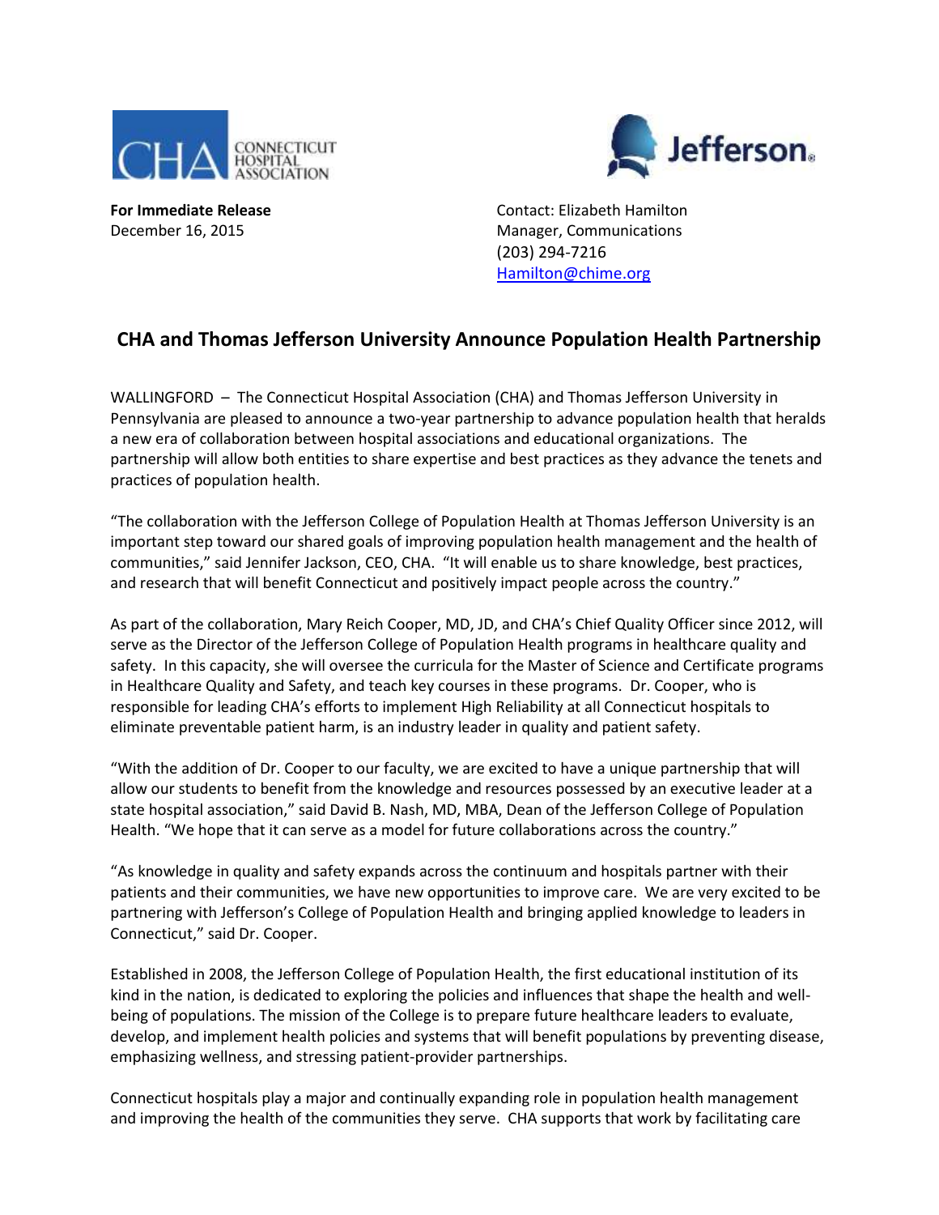**For Immediate Release**
December 16, 2015

Contact: Elizabeth Hamilton
Manager, Communications
(203) 294-7216
Hamilton@chime.org

## CHA and Thomas Jefferson University Announce Population Health Partnership

WALLINGFORD – The Connecticut Hospital Association (CHA) and Thomas Jefferson University in Pennsylvania are pleased to announce a two-year partnership to advance population health that heralds a new era of collaboration between hospital associations and educational organizations. The partnership will allow both entities to share expertise and best practices as they advance the tenets and practices of population health.

"The collaboration with the Jefferson College of Population Health at Thomas Jefferson University is an important step toward our shared goals of improving population health management and the health of communities," said Jennifer Jackson, CEO, CHA. "It will enable us to share knowledge, best practices, and research that will benefit Connecticut and positively impact people across the country."

As part of the collaboration, Mary Reich Cooper, MD, JD, and CHA's Chief Quality Officer since 2012, will serve as the Director of the Jefferson College of Population Health programs in healthcare quality and safety. In this capacity, she will oversee the curricula for the Master of Science and Certificate programs in Healthcare Quality and Safety, and teach key courses in these programs. Dr. Cooper, who is responsible for leading CHA's efforts to implement High Reliability at all Connecticut hospitals to eliminate preventable patient harm, is an industry leader in quality and patient safety.

"With the addition of Dr. Cooper to our faculty, we are excited to have a unique partnership that will allow our students to benefit from the knowledge and resources possessed by an executive leader at a state hospital association," said David B. Nash, MD, MBA, Dean of the Jefferson College of Population Health. "We hope that it can serve as a model for future collaborations across the country."

"As knowledge in quality and safety expands across the continuum and hospitals partner with their patients and their communities, we have new opportunities to improve care. We are very excited to be partnering with Jefferson's College of Population Health and bringing applied knowledge to leaders in Connecticut," said Dr. Cooper.

Established in 2008, the Jefferson College of Population Health, the first educational institution of its kind in the nation, is dedicated to exploring the policies and influences that shape the health and well-being of populations. The mission of the College is to prepare future healthcare leaders to evaluate, develop, and implement health policies and systems that will benefit populations by preventing disease, emphasizing wellness, and stressing patient-provider partnerships.

Connecticut hospitals play a major and continually expanding role in population health management and improving the health of the communities they serve. CHA supports that work by facilitating care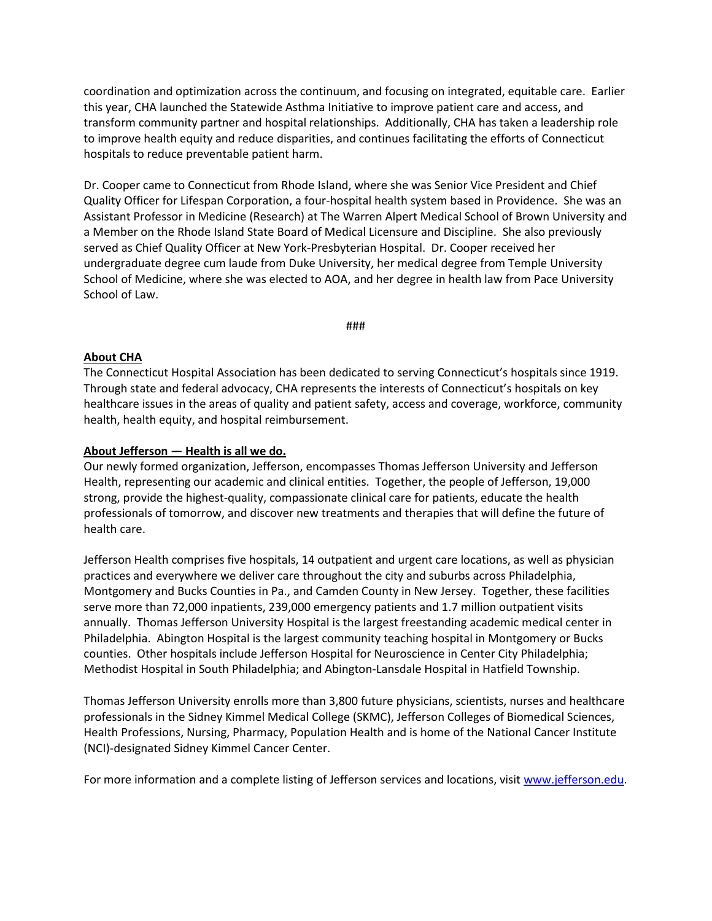coordination and optimization across the continuum, and focusing on integrated, equitable care. Earlier this year, CHA launched the Statewide Asthma Initiative to improve patient care and access, and transform community partner and hospital relationships. Additionally, CHA has taken a leadership role to improve health equity and reduce disparities, and continues facilitating the efforts of Connecticut hospitals to reduce preventable patient harm.

Dr. Cooper came to Connecticut from Rhode Island, where she was Senior Vice President and Chief Quality Officer for Lifespan Corporation, a four-hospital health system based in Providence. She was an Assistant Professor in Medicine (Research) at The Warren Alpert Medical School of Brown University and a Member on the Rhode Island State Board of Medical Licensure and Discipline. She also previously served as Chief Quality Officer at New York-Presbyterian Hospital. Dr. Cooper received her undergraduate degree cum laude from Duke University, her medical degree from Temple University School of Medicine, where she was elected to AOA, and her degree in health law from Pace University School of Law.

###

**About CHA**

The Connecticut Hospital Association has been dedicated to serving Connecticut's hospitals since 1919. Through state and federal advocacy, CHA represents the interests of Connecticut's hospitals on key healthcare issues in the areas of quality and patient safety, access and coverage, workforce, community health, health equity, and hospital reimbursement.

**About Jefferson — Health is all we do.**

Our newly formed organization, Jefferson, encompasses Thomas Jefferson University and Jefferson Health, representing our academic and clinical entities. Together, the people of Jefferson, 19,000 strong, provide the highest-quality, compassionate clinical care for patients, educate the health professionals of tomorrow, and discover new treatments and therapies that will define the future of health care.

Jefferson Health comprises five hospitals, 14 outpatient and urgent care locations, as well as physician practices and everywhere we deliver care throughout the city and suburbs across Philadelphia, Montgomery and Bucks Counties in Pa., and Camden County in New Jersey. Together, these facilities serve more than 72,000 inpatients, 239,000 emergency patients and 1.7 million outpatient visits annually. Thomas Jefferson University Hospital is the largest freestanding academic medical center in Philadelphia. Abington Hospital is the largest community teaching hospital in Montgomery or Bucks counties. Other hospitals include Jefferson Hospital for Neuroscience in Center City Philadelphia; Methodist Hospital in South Philadelphia; and Abington-Lansdale Hospital in Hatfield Township.

Thomas Jefferson University enrolls more than 3,800 future physicians, scientists, nurses and healthcare professionals in the Sidney Kimmel Medical College (SKMC), Jefferson Colleges of Biomedical Sciences, Health Professions, Nursing, Pharmacy, Population Health and is home of the National Cancer Institute (NCI)-designated Sidney Kimmel Cancer Center.

For more information and a complete listing of Jefferson services and locations, visit [www.jefferson.edu](http://www.jefferson.edu).